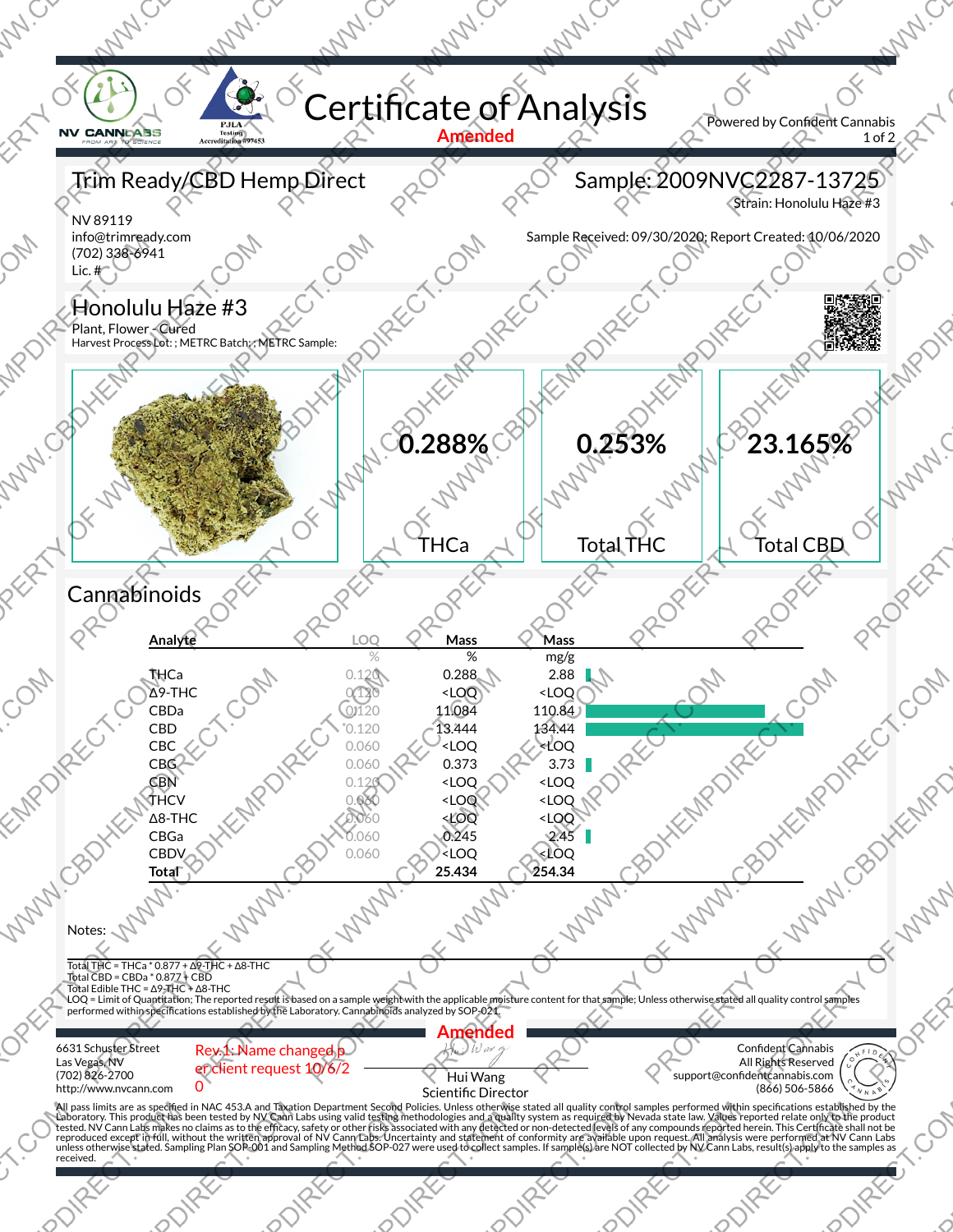# Certificate of Analysis

Amended

Powered by Confident Cannabis

## Trim Ready/CBD Hemp Direct

NV 89119
info@trimready.com
(702) 338-6941
Lic. #

## Sample: 2009NVC2287-13725

Strain: Honolulu Haze #3

Sample Received: 09/30/2020; Report Created: 10/06/2020

## Honolulu Haze #3

Plant, Flower - Cured
Harvest Process Lot: ; METRC Batch: ; METRC Sample:

| 0.288% | 0.253% | 23.165% |
|---|---|---|
| THCa | Total THC | Total CBD |

## Cannabinoids

| Analyte | LOQ % | Mass % | Mass mg/g |
|---|---|---|---|
| THCa | 0.120 | 0.288 | 2.88 |
| Δ9-THC | 0.120 | <LOQ | <LOQ |
| CBDa | 0.120 | 11.084 | 110.84 |
| CBD | 0.120 | 13.444 | 134.44 |
| CBC | 0.060 | <LOQ | <LOQ |
| CBG | 0.060 | 0.373 | 3.73 |
| CBN | 0.120 | <LOQ | <LOQ |
| THCV | 0.060 | <LOQ | <LOQ |
| Δ8-THC | 0.060 | <LOQ | <LOQ |
| CBGa | 0.060 | 0.245 | 2.45 |
| CBDV | 0.060 | <LOQ | <LOQ |
| **Total** | | **25.434** | **254.34** |

Notes:

Total THC = THCa * 0.877 + Δ9-THC + Δ8-THC
Total CBD = CBDa * 0.877 + CBD
Total Edible THC = Δ9-THC + Δ8-THC
LOQ = Limit of Quantitation; The reported result is based on a sample weight with the applicable moisture content for that sample; Unless otherwise stated all quality control samples performed within specifications established by the Laboratory. Cannabinoids analyzed by SOP-021.

Amended

6631 Schuster Street
Las Vegas, NV
(702) 826-2700
http://www.nvcann.com

Rev.1: Name changed per client request 10/6/20

Hui Wang
Scientific Director

Confident Cannabis
All Rights Reserved
support@confidentcannabis.com
(866) 506-5866

All pass limits are as specified in NAC 453.A and Taxation Department Second Policies. Unless otherwise stated all quality control samples performed within specifications established by the Laboratory. This product has been tested by NV Cann Labs using valid testing methodologies and a quality system as required by Nevada state law. Values reported relate only to the product tested. NV Cann Labs makes no claims as to the efficacy, safety or other risks associated with any detected or non-detected levels of any compounds reported herein. This Certificate shall not be reproduced except in full, without the written approval of NV Cann Labs. Uncertainty and statement of conformity are available upon request. All analysis were performed at NV Cann Labs unless otherwise stated. Sampling Plan SOP-001 and Sampling Method SOP-027 were used to collect samples. If sample(s) are NOT collected by NV Cann Labs, result(s) apply to the samples as received.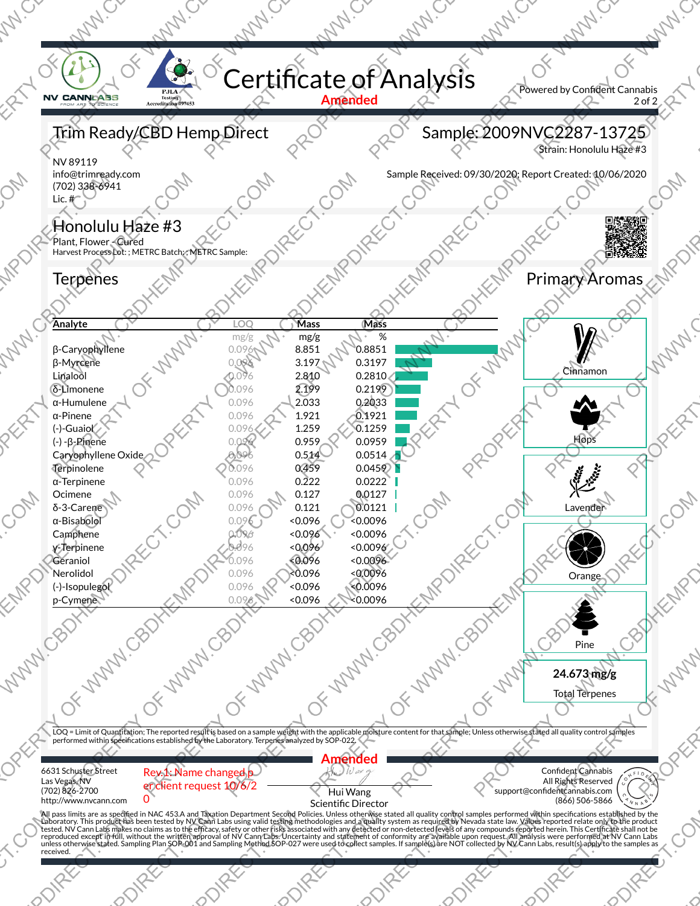# Certificate of Analysis

Amended

Powered by Confident Cannabis

## Trim Ready/CBD Hemp Direct

NV 89119
info@trimready.com
(702) 338-6941
Lic. #

## Sample: 2009NVC2287-13725

Strain: Honolulu Haze #3

Sample Received: 09/30/2020; Report Created: 10/06/2020

## Honolulu Haze #3

Plant, Flower - Cured
Harvest Process Lot: ; METRC Batch: ; METRC Sample:

## Terpenes

| Analyte | LOQ mg/g | Mass mg/g | Mass % |
|---|---|---|---|
| β-Caryophyllene | 0.096 | 8.851 | 0.8851 |
| β-Myrcene | 0.096 | 3.197 | 0.3197 |
| Linalool | 0.096 | 2.810 | 0.2810 |
| δ-Limonene | 0.096 | 2.199 | 0.2199 |
| α-Humulene | 0.096 | 2.033 | 0.2033 |
| α-Pinene | 0.096 | 1.921 | 0.1921 |
| (-)-Guaiol | 0.096 | 1.259 | 0.1259 |
| (-) -β-Pinene | 0.096 | 0.959 | 0.0959 |
| Caryophyllene Oxide | 0.096 | 0.514 | 0.0514 |
| Terpinolene | 0.096 | 0.459 | 0.0459 |
| α-Terpinene | 0.096 | 0.222 | 0.0222 |
| Ocimene | 0.096 | 0.127 | 0.0127 |
| δ-3-Carene | 0.096 | 0.121 | 0.0121 |
| α-Bisabolol | 0.096 | <0.096 | <0.0096 |
| Camphene | 0.096 | <0.096 | <0.0096 |
| γ-Terpinene | 0.096 | <0.096 | <0.0096 |
| Geraniol | 0.096 | <0.096 | <0.0096 |
| Nerolidol | 0.096 | <0.096 | <0.0096 |
| (-)-Isopulegol | 0.096 | <0.096 | <0.0096 |
| p-Cymene | 0.096 | <0.096 | <0.0096 |

## Primary Aromas

Cinnamon
Hops
Lavender
Orange
Pine

**24.673 mg/g**
Total Terpenes

LOQ = Limit of Quantitation; The reported result is based on a sample weight with the applicable moisture content for that sample; Unless otherwise stated all quality control samples performed within specifications established by the Laboratory. Terpenes analyzed by SOP-022.

Amended

6631 Schuster Street
Las Vegas, NV
(702) 826-2700
http://www.nvcann.com

Rev.1: Name changed per client request 10/6/20

Hui Wang
Scientific Director

Confident Cannabis
All Rights Reserved
support@confidentcannabis.com
(866) 506-5866

All pass limits are as specified in NAC 453.A and Taxation Department Second Policies. Unless otherwise stated all quality control samples performed within specifications established by the Laboratory. This product has been tested by NV Cann Labs using valid testing methodologies and a quality system as required by Nevada state law. Values reported relate only to the product tested. NV Cann Labs makes no claims as to the efficacy, safety or other risks associated with any detected or non-detected levels of any compounds reported herein. This Certificate shall not be reproduced except in full, without the written approval of NV Cann Labs. Uncertainty and statement of conformity are available upon request. All analysis were performed at NV Cann Labs unless otherwise stated. Sampling Plan SOP-001 and Sampling Method SOP-027 were used to collect samples. If sample(s) are NOT collected by NV Cann Labs, result(s) apply to the samples as received.